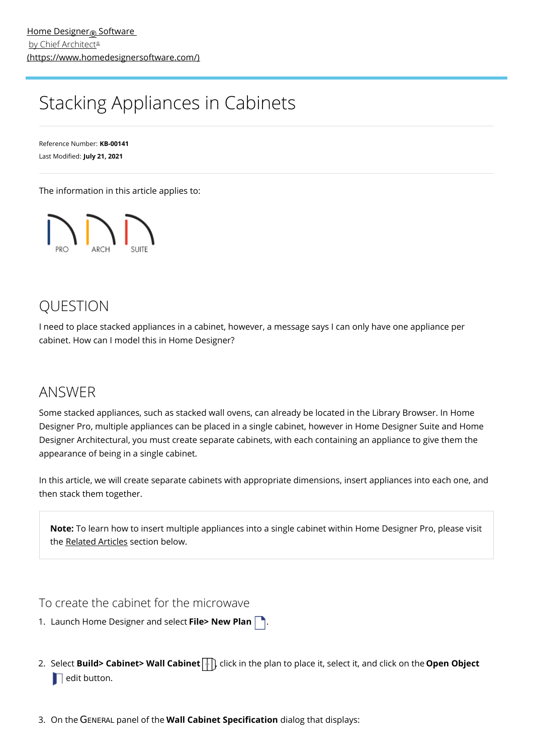[Home Designer® Software by Chief Architect® (https://www.homedesignersoftware.com/)](https://www.homedesignersoftware.com/)

# Stacking Appliances in Cabinets

Reference Number: **KB-00141**
Last Modified: **July 21, 2021**

The information in this article applies to:

PRO ARCH SUITE

## QUESTION

I need to place stacked appliances in a cabinet, however, a message says I can only have one appliance per cabinet. How can I model this in Home Designer?

## ANSWER

Some stacked appliances, such as stacked wall ovens, can already be located in the Library Browser. In Home Designer Pro, multiple appliances can be placed in a single cabinet, however in Home Designer Suite and Home Designer Architectural, you must create separate cabinets, with each containing an appliance to give them the appearance of being in a single cabinet.

In this article, we will create separate cabinets with appropriate dimensions, insert appliances into each one, and then stack them together.

> **Note:** To learn how to insert multiple appliances into a single cabinet within Home Designer Pro, please visit the Related Articles section below.

### To create the cabinet for the microwave

1. Launch Home Designer and select **File> New Plan** .
2. Select **Build> Cabinet> Wall Cabinet** , click in the plan to place it, select it, and click on the **Open Object** edit button.
3. On the GENERAL panel of the **Wall Cabinet Specification** dialog that displays: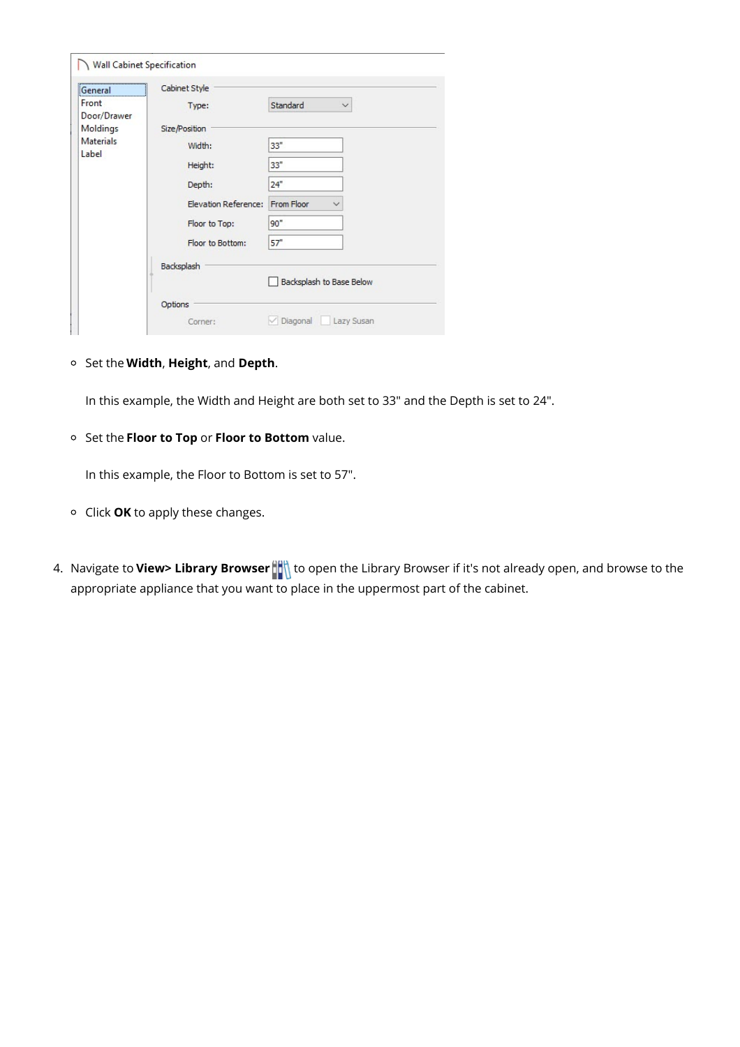- Set the **Width**, **Height**, and **Depth**.

  In this example, the Width and Height are both set to 33" and the Depth is set to 24".

- Set the **Floor to Top** or **Floor to Bottom** value.

  In this example, the Floor to Bottom is set to 57".

- Click **OK** to apply these changes.

4. Navigate to **View> Library Browser** to open the Library Browser if it's not already open, and browse to the appropriate appliance that you want to place in the uppermost part of the cabinet.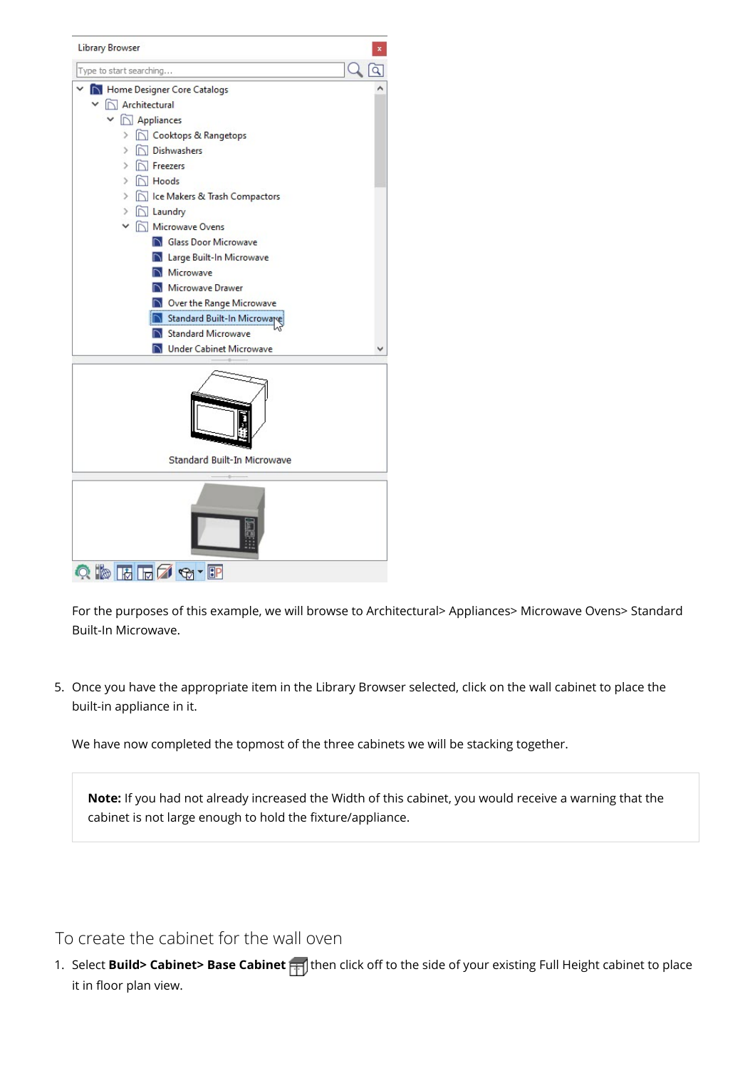For the purposes of this example, we will browse to Architectural> Appliances> Microwave Ovens> Standard Built-In Microwave.

5. Once you have the appropriate item in the Library Browser selected, click on the wall cabinet to place the built-in appliance in it.

   We have now completed the topmost of the three cabinets we will be stacking together.

   > **Note:** If you had not already increased the Width of this cabinet, you would receive a warning that the cabinet is not large enough to hold the fixture/appliance.

## To create the cabinet for the wall oven

1. Select **Build> Cabinet> Base Cabinet** then click off to the side of your existing Full Height cabinet to place it in floor plan view.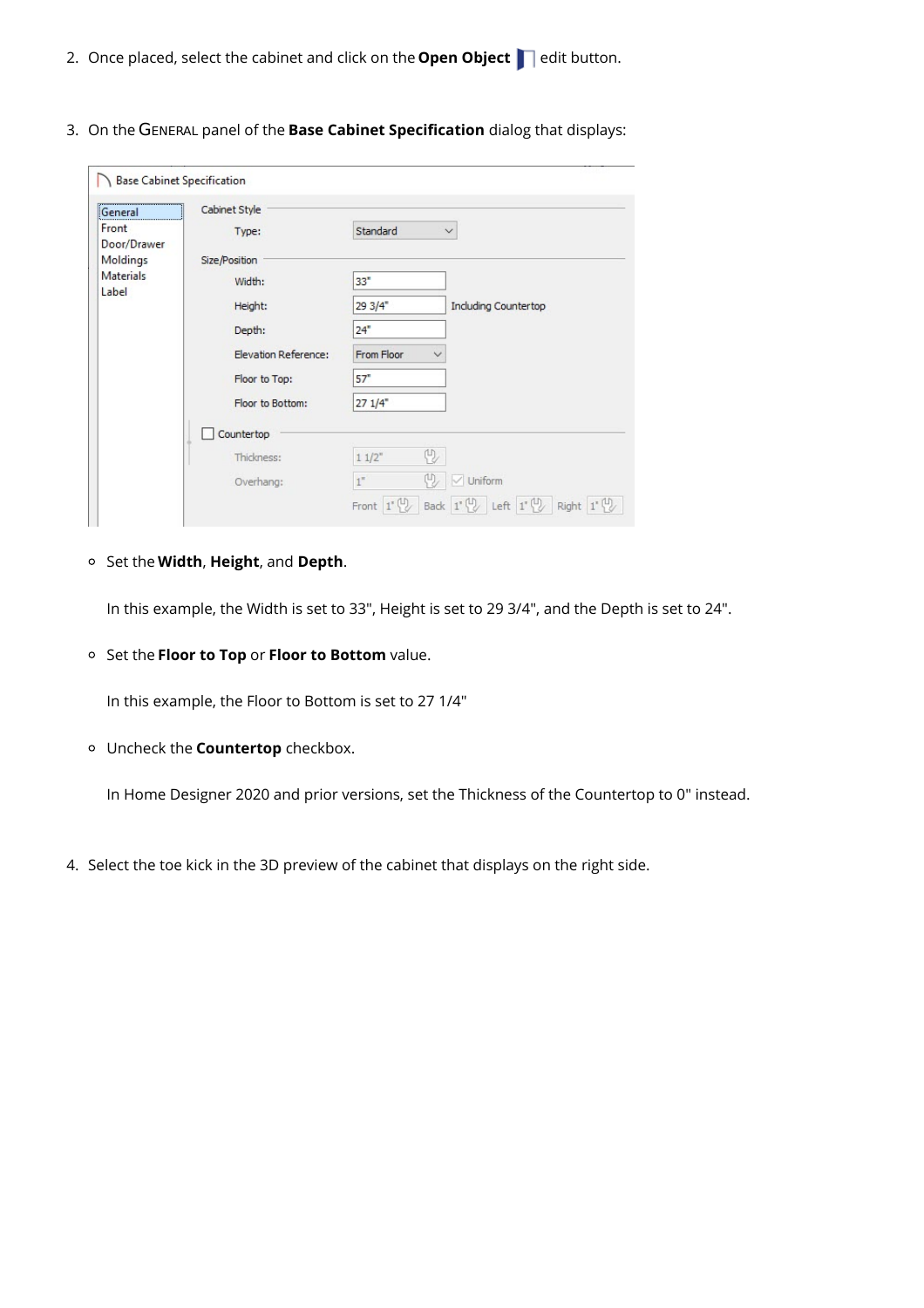2. Once placed, select the cabinet and click on the **Open Object** edit button.

3. On the GENERAL panel of the **Base Cabinet Specification** dialog that displays:

   - Set the **Width**, **Height**, and **Depth**.

     In this example, the Width is set to 33", Height is set to 29 3/4", and the Depth is set to 24".

   - Set the **Floor to Top** or **Floor to Bottom** value.

     In this example, the Floor to Bottom is set to 27 1/4"

   - Uncheck the **Countertop** checkbox.

     In Home Designer 2020 and prior versions, set the Thickness of the Countertop to 0" instead.

4. Select the toe kick in the 3D preview of the cabinet that displays on the right side.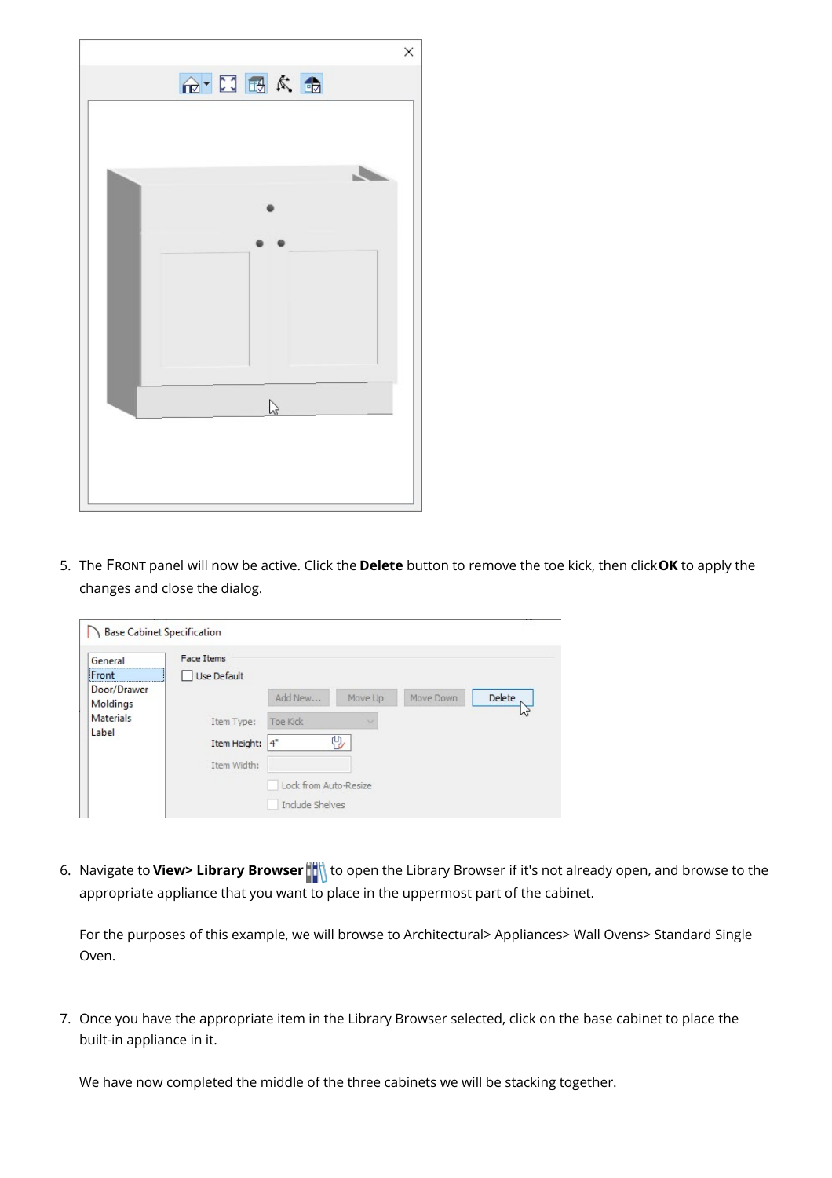5. The FRONT panel will now be active. Click the **Delete** button to remove the toe kick, then click **OK** to apply the changes and close the dialog.

6. Navigate to **View> Library Browser** to open the Library Browser if it's not already open, and browse to the appropriate appliance that you want to place in the uppermost part of the cabinet.

   For the purposes of this example, we will browse to Architectural> Appliances> Wall Ovens> Standard Single Oven.

7. Once you have the appropriate item in the Library Browser selected, click on the base cabinet to place the built-in appliance in it.

   We have now completed the middle of the three cabinets we will be stacking together.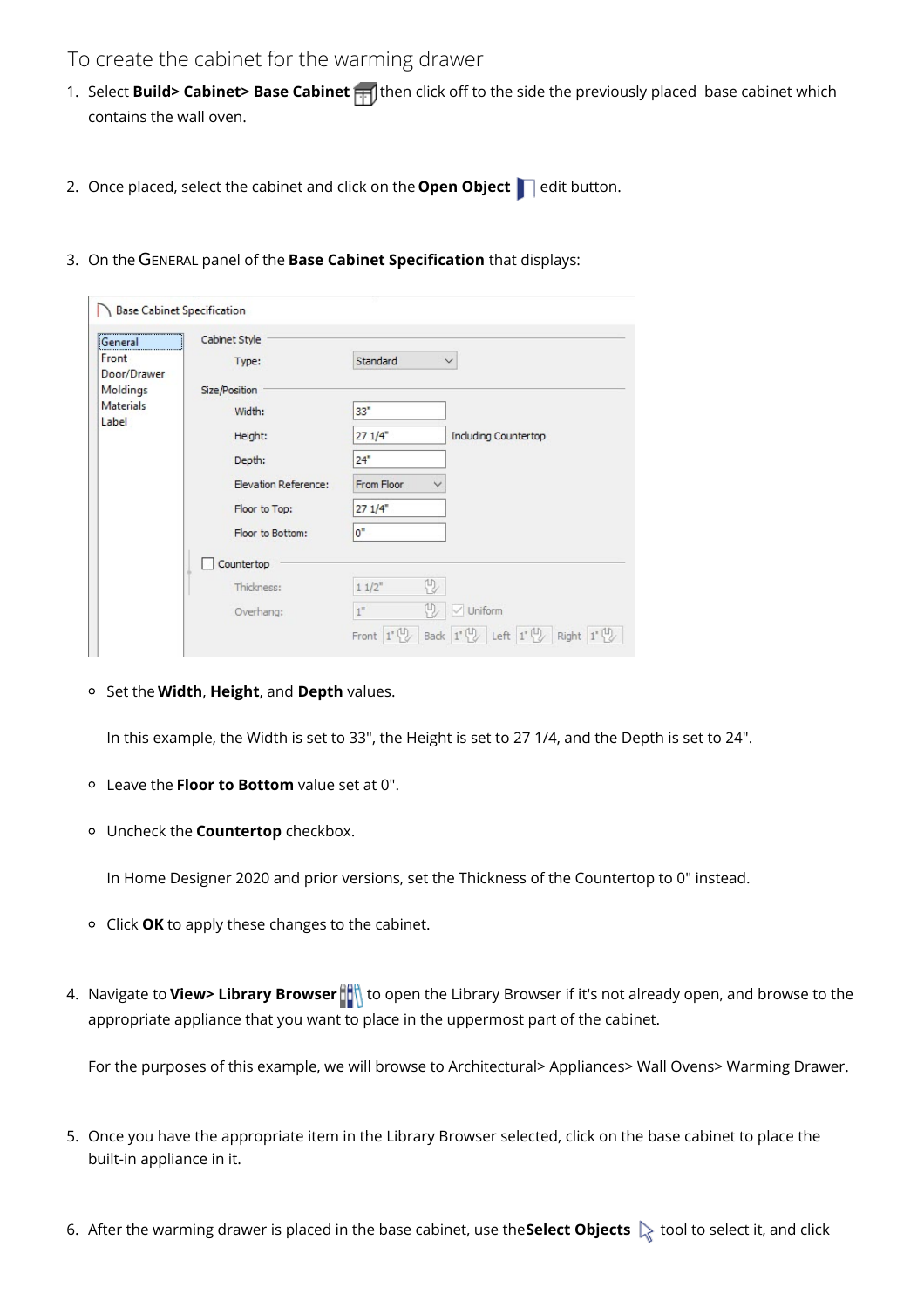## To create the cabinet for the warming drawer

1. Select **Build> Cabinet> Base Cabinet** then click off to the side the previously placed base cabinet which contains the wall oven.

2. Once placed, select the cabinet and click on the **Open Object** edit button.

3. On the GENERAL panel of the **Base Cabinet Specification** that displays:

   - Set the **Width**, **Height**, and **Depth** values.

     In this example, the Width is set to 33", the Height is set to 27 1/4, and the Depth is set to 24".

   - Leave the **Floor to Bottom** value set at 0".

   - Uncheck the **Countertop** checkbox.

     In Home Designer 2020 and prior versions, set the Thickness of the Countertop to 0" instead.

   - Click **OK** to apply these changes to the cabinet.

4. Navigate to **View> Library Browser** to open the Library Browser if it's not already open, and browse to the appropriate appliance that you want to place in the uppermost part of the cabinet.

   For the purposes of this example, we will browse to Architectural> Appliances> Wall Ovens> Warming Drawer.

5. Once you have the appropriate item in the Library Browser selected, click on the base cabinet to place the built-in appliance in it.

6. After the warming drawer is placed in the base cabinet, use the **Select Objects** tool to select it, and click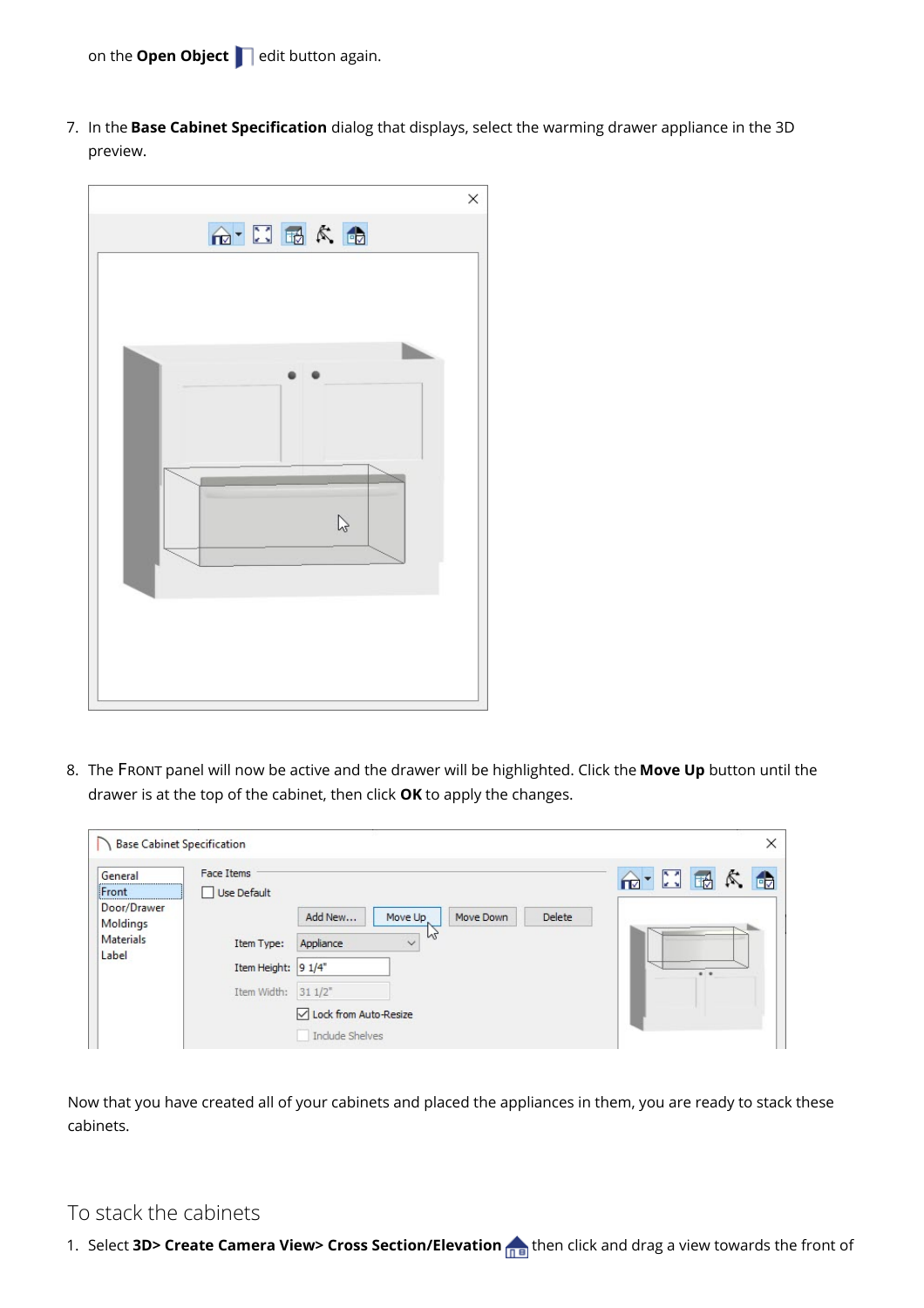on the **Open Object** edit button again.

7. In the **Base Cabinet Specification** dialog that displays, select the warming drawer appliance in the 3D preview.

8. The FRONT panel will now be active and the drawer will be highlighted. Click the **Move Up** button until the drawer is at the top of the cabinet, then click **OK** to apply the changes.

Now that you have created all of your cabinets and placed the appliances in them, you are ready to stack these cabinets.

## To stack the cabinets

1. Select **3D> Create Camera View> Cross Section/Elevation** then click and drag a view towards the front of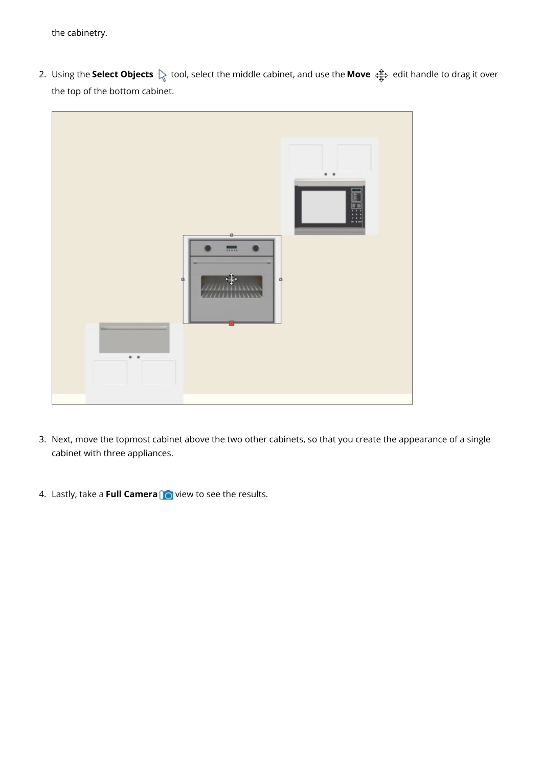the cabinetry.

2. Using the **Select Objects** tool, select the middle cabinet, and use the **Move** edit handle to drag it over the top of the bottom cabinet.

3. Next, move the topmost cabinet above the two other cabinets, so that you create the appearance of a single cabinet with three appliances.

4. Lastly, take a **Full Camera** view to see the results.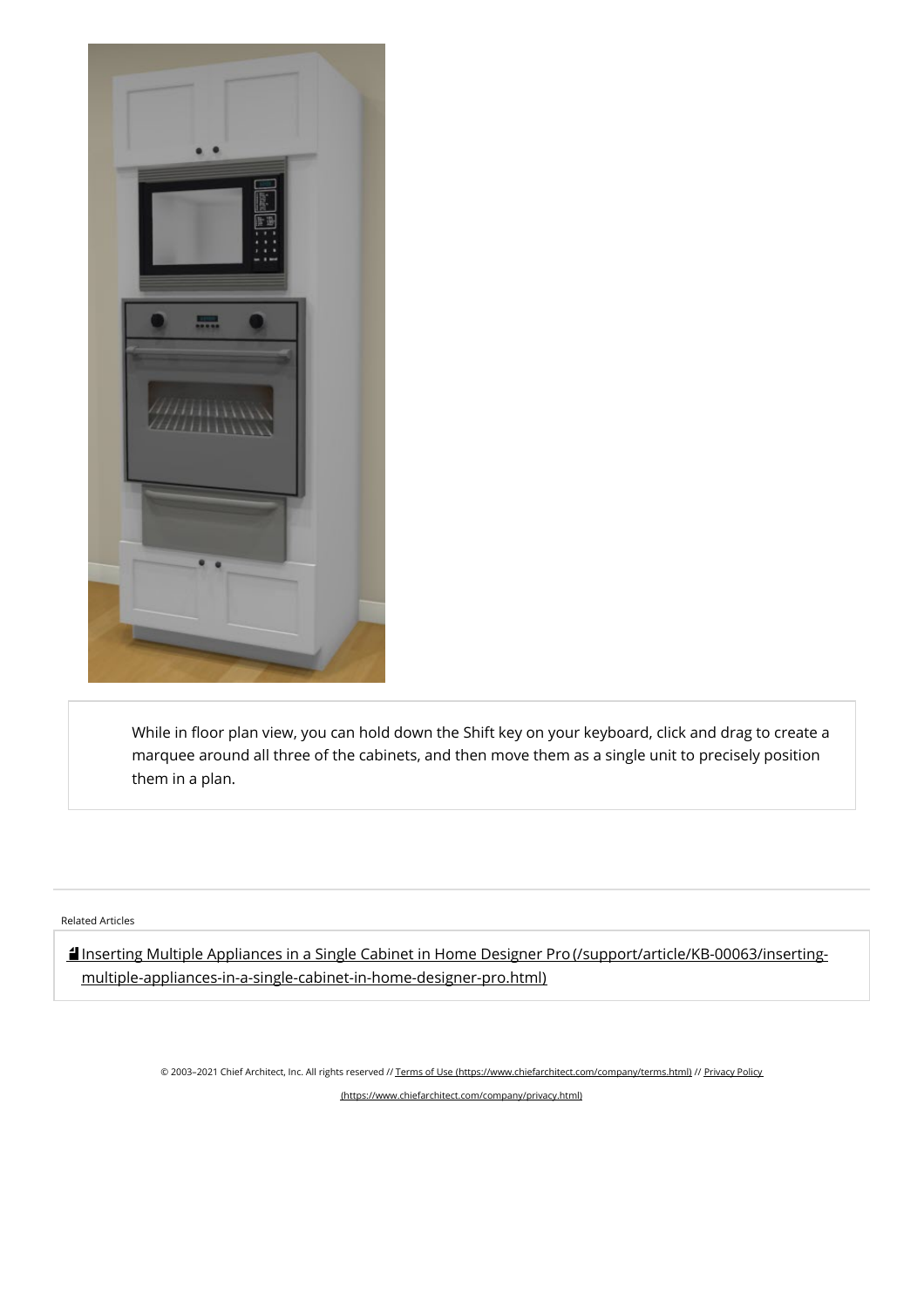While in floor plan view, you can hold down the Shift key on your keyboard, click and drag to create a marquee around all three of the cabinets, and then move them as a single unit to precisely position them in a plan.

Related Articles

[Inserting Multiple Appliances in a Single Cabinet in Home Designer Pro (/support/article/KB-00063/inserting-multiple-appliances-in-a-single-cabinet-in-home-designer-pro.html)](/support/article/KB-00063/inserting-multiple-appliances-in-a-single-cabinet-in-home-designer-pro.html)

© 2003–2021 Chief Architect, Inc. All rights reserved // [Terms of Use (https://www.chiefarchitect.com/company/terms.html)](https://www.chiefarchitect.com/company/terms.html) // [Privacy Policy (https://www.chiefarchitect.com/company/privacy.html)](https://www.chiefarchitect.com/company/privacy.html)